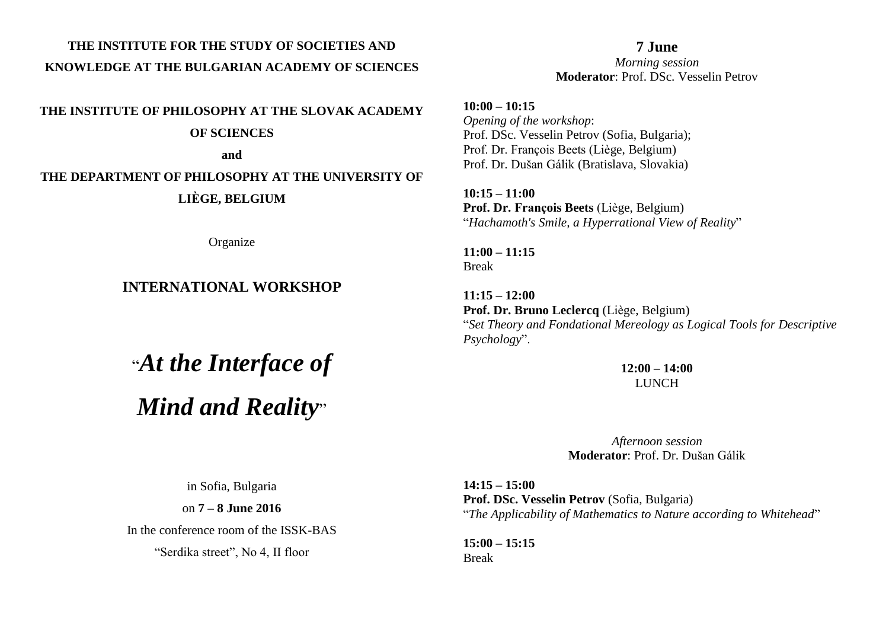**THE INSTITUTE FOR THE STUDY OF SOCIETIES AND KNOWLEDGE AT THE BULGARIAN ACADEMY OF SCIENCES**

**THE INSTITUTE OF PHILOSOPHY AT THE SLOVAK ACADEMY OF SCIENCES**

**and**

**THE DEPARTMENT OF PHILOSOPHY AT THE UNIVERSITY OF LIÈGE, BELGIUM**

Organize

## INTERNATIONAL WORKSHOP

# "*At the Interface of Mind and Reality*"

in Sofia, Bulgaria

on **7 – 8 June 2016**

In the conference room of the ISSK-BAS

"Serdika street", No 4, II floor

## 7 June

*Morning session*

**Moderator**: Prof. DSc. Vesselin Petrov

**10:00 – 10:15**
*Opening of the workshop*:
Prof. DSc. Vesselin Petrov (Sofia, Bulgaria);
Prof. Dr. François Beets (Liège, Belgium)
Prof. Dr. Dušan Gálik (Bratislava, Slovakia)

**10:15 – 11:00**
**Prof. Dr. François Beets** (Liège, Belgium)
"*Hachamoth's Smile, a Hyperrational View of Reality*"

**11:00 – 11:15**
Break

**11:15 – 12:00**
**Prof. Dr. Bruno Leclercq** (Liège, Belgium)
"*Set Theory and Fondational Mereology as Logical Tools for Descriptive Psychology*".

**12:00 – 14:00**
LUNCH

*Afternoon session*

**Moderator**: Prof. Dr. Dušan Gálik

**14:15 – 15:00**
**Prof. DSc. Vesselin Petrov** (Sofia, Bulgaria)
"*The Applicability of Mathematics to Nature according to Whitehead*"

**15:00 – 15:15**
Break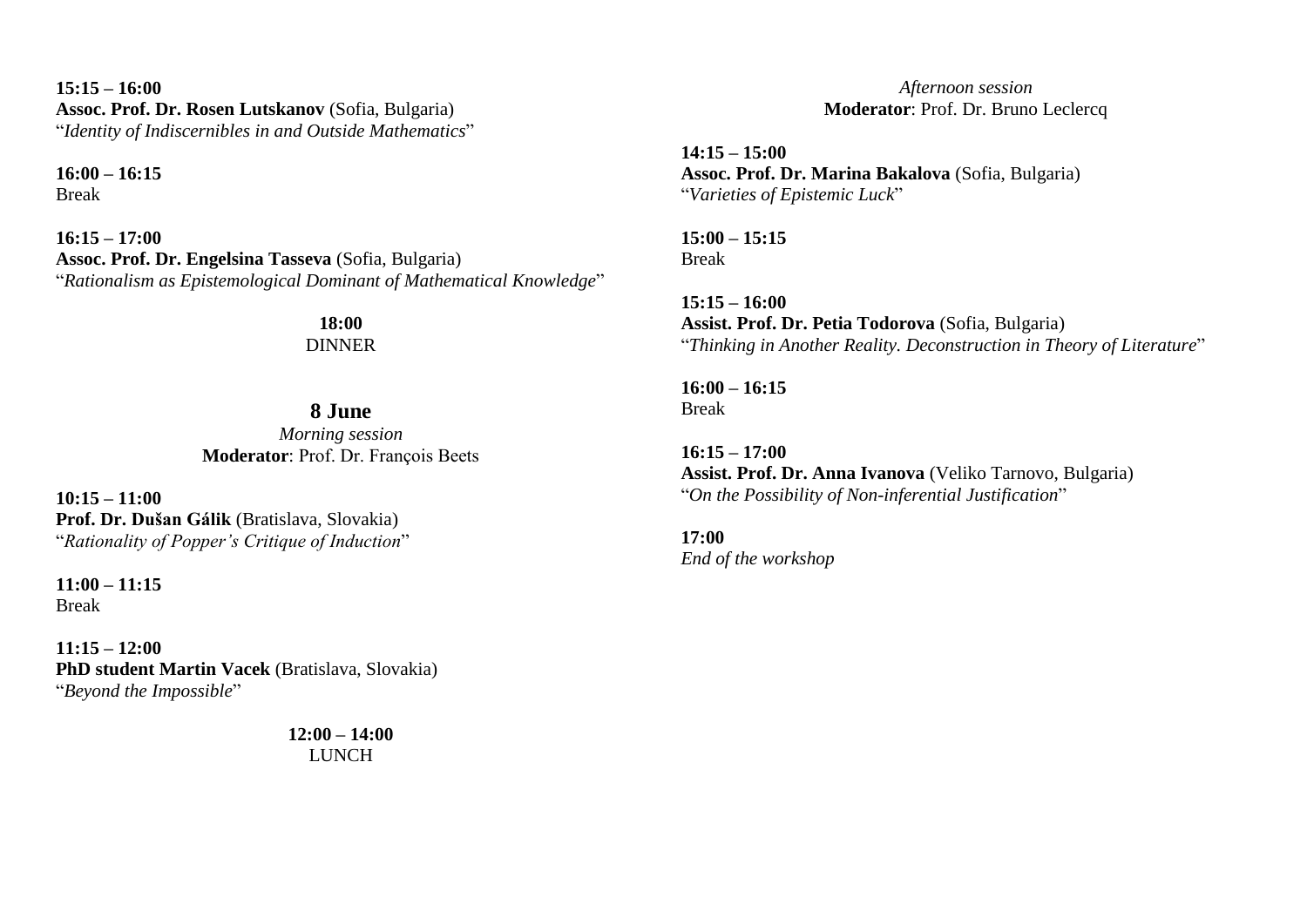**15:15 – 16:00**
**Assoc. Prof. Dr. Rosen Lutskanov** (Sofia, Bulgaria)
"*Identity of Indiscernibles in and Outside Mathematics*"

**16:00 – 16:15**
Break

**16:15 – 17:00**
**Assoc. Prof. Dr. Engelsina Tasseva** (Sofia, Bulgaria)
"*Rationalism as Epistemological Dominant of Mathematical Knowledge*"

**18:00**
DINNER

## 8 June

*Morning session*
**Moderator**: Prof. Dr. François Beets

**10:15 – 11:00**
**Prof. Dr. Dušan Gálik** (Bratislava, Slovakia)
"*Rationality of Popper's Critique of Induction*"

**11:00 – 11:15**
Break

**11:15 – 12:00**
**PhD student Martin Vacek** (Bratislava, Slovakia)
"*Beyond the Impossible*"

**12:00 – 14:00**
LUNCH

*Afternoon session*
**Moderator**: Prof. Dr. Bruno Leclercq

**14:15 – 15:00**
**Assoc. Prof. Dr. Marina Bakalova** (Sofia, Bulgaria)
"*Varieties of Epistemic Luck*"

**15:00 – 15:15**
Break

**15:15 – 16:00**
**Assist. Prof. Dr. Petia Todorova** (Sofia, Bulgaria)
"*Thinking in Another Reality. Deconstruction in Theory of Literature*"

**16:00 – 16:15**
Break

**16:15 – 17:00**
**Assist. Prof. Dr. Anna Ivanova** (Veliko Tarnovo, Bulgaria)
"*On the Possibility of Non-inferential Justification*"

**17:00**
*End of the workshop*